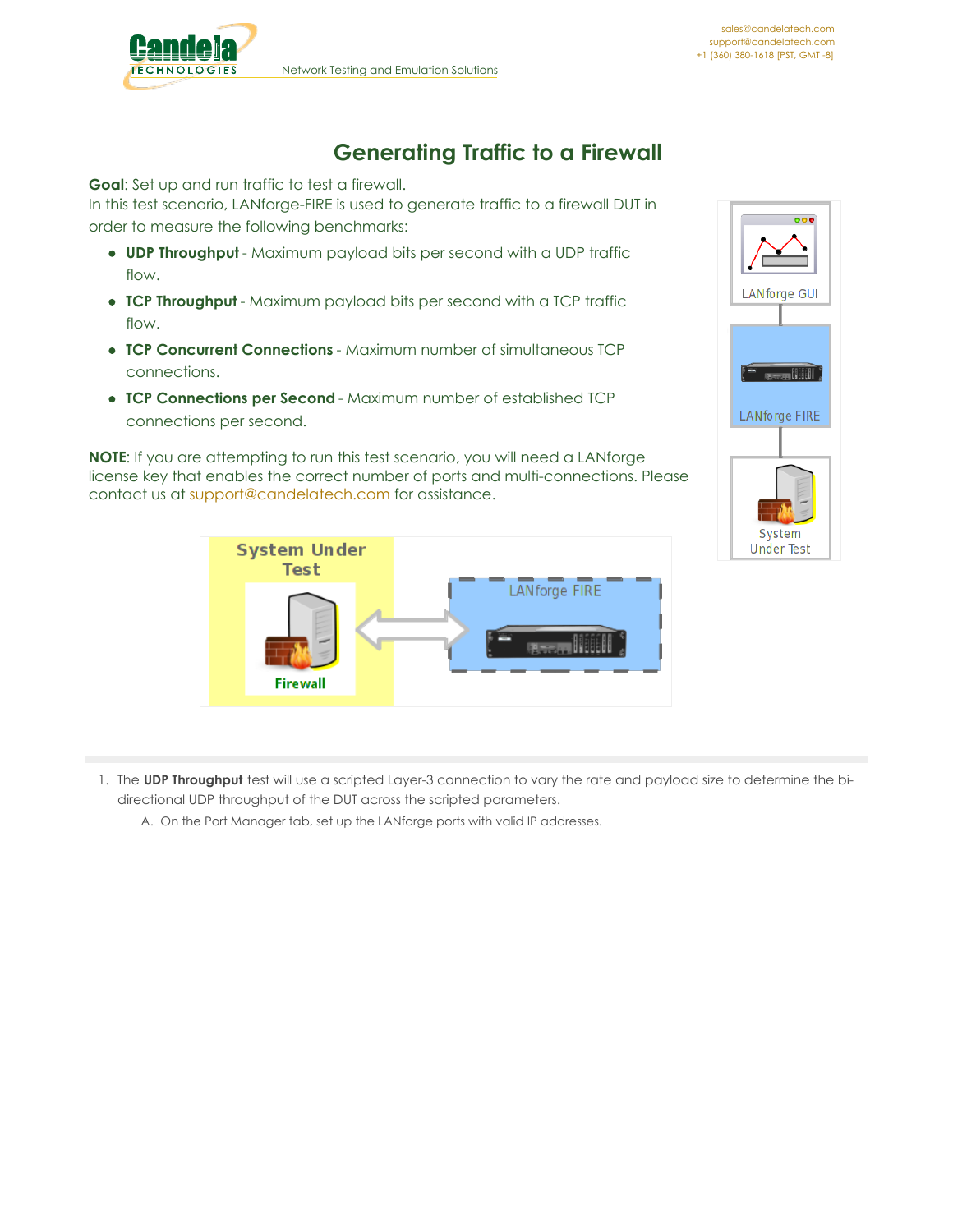# Generating Traffic to a Firewall

**Goal**: Set up and run traffic to test a firewall.
In this test scenario, LANforge-FIRE is used to generate traffic to a firewall DUT in order to measure the following benchmarks:

- **UDP Throughput** - Maximum payload bits per second with a UDP traffic flow.
- **TCP Throughput** - Maximum payload bits per second with a TCP traffic flow.
- **TCP Concurrent Connections** - Maximum number of simultaneous TCP connections.
- **TCP Connections per Second** - Maximum number of established TCP connections per second.

**NOTE**: If you are attempting to run this test scenario, you will need a LANforge license key that enables the correct number of ports and multi-connections. Please contact us at support@candelatech.com for assistance.

1. The **UDP Throughput** test will use a scripted Layer-3 connection to vary the rate and payload size to determine the bi-directional UDP throughput of the DUT across the scripted parameters.
   A. On the Port Manager tab, set up the LANforge ports with valid IP addresses.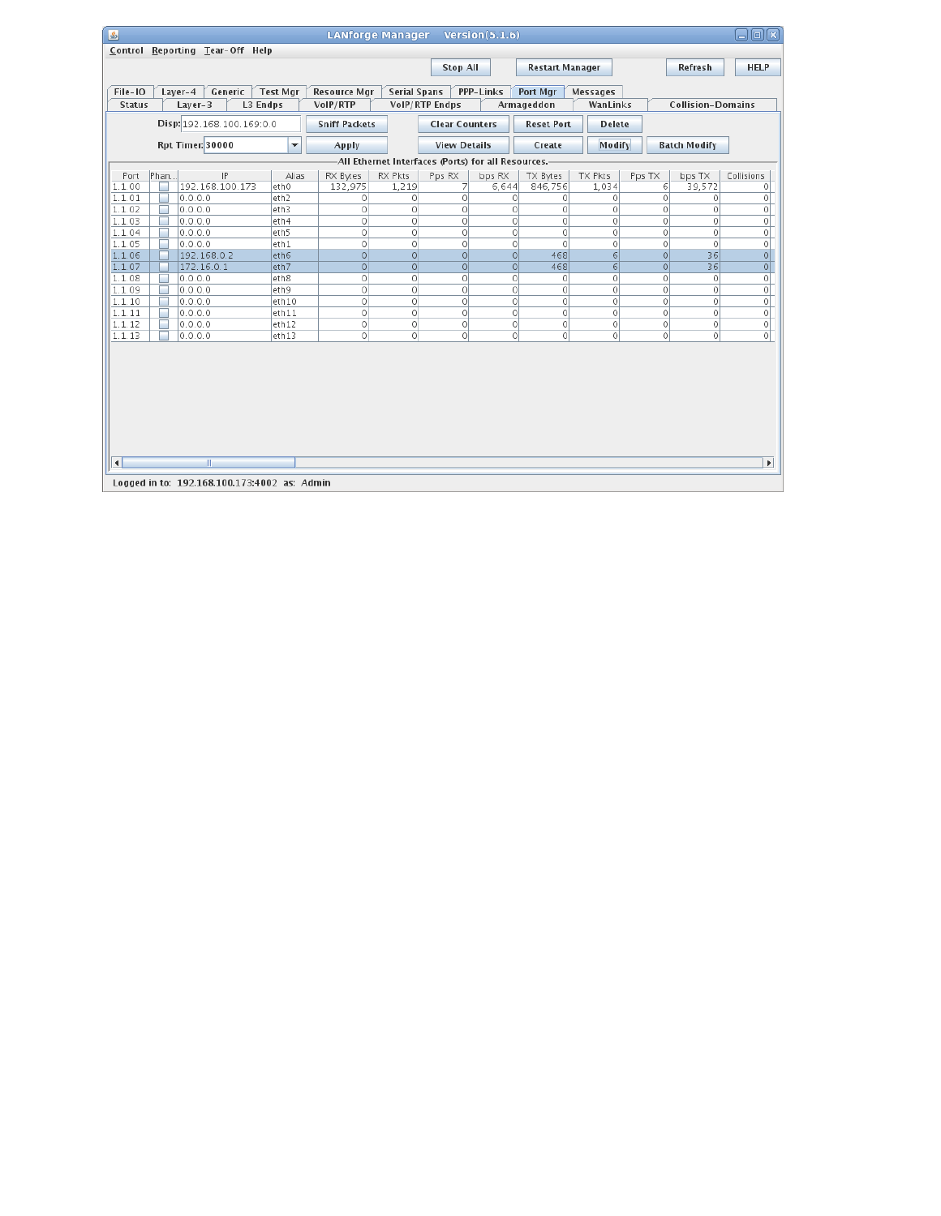LANforge Manager Version(5.1.6)

Control Reporting Tear-Off Help

Stop All | Restart Manager | Refresh | HELP

File-IO | Layer-4 | Generic | Test Mgr | Resource Mgr | Serial Spans | PPP-Links | Port Mgr | Messages

Status | Layer-3 | L3 Endps | VoIP/RTP | VoIP/RTP Endps | Armageddon | WanLinks | Collision-Domains

Disp: 192.168.100.169:0.0 | Sniff Packets | Clear Counters | Reset Port | Delete

Rpt Timer: 30000 | Apply | View Details | Create | Modify | Batch Modify

All Ethernet Interfaces (Ports) for all Resources.

| Port | Phan... | IP | Alias | RX Bytes | RX Pkts | Pps RX | bps RX | TX Bytes | TX Pkts | Pps TX | bps TX | Collisions |
|---|---|---|---|---|---|---|---|---|---|---|---|---|
| 1.1.00 | | 192.168.100.173 | eth0 | 132,975 | 1,219 | 7 | 6,644 | 846,756 | 1,034 | 6 | 39,572 | 0 |
| 1.1.01 | | 0.0.0.0 | eth2 | 0 | 0 | 0 | 0 | 0 | 0 | 0 | 0 | 0 |
| 1.1.02 | | 0.0.0.0 | eth3 | 0 | 0 | 0 | 0 | 0 | 0 | 0 | 0 | 0 |
| 1.1.03 | | 0.0.0.0 | eth4 | 0 | 0 | 0 | 0 | 0 | 0 | 0 | 0 | 0 |
| 1.1.04 | | 0.0.0.0 | eth5 | 0 | 0 | 0 | 0 | 0 | 0 | 0 | 0 | 0 |
| 1.1.05 | | 0.0.0.0 | eth1 | 0 | 0 | 0 | 0 | 0 | 0 | 0 | 0 | 0 |
| 1.1.06 | | 192.168.0.2 | eth6 | 0 | 0 | 0 | 0 | 468 | 6 | 0 | 36 | 0 |
| 1.1.07 | | 172.16.0.1 | eth7 | 0 | 0 | 0 | 0 | 468 | 6 | 0 | 36 | 0 |
| 1.1.08 | | 0.0.0.0 | eth8 | 0 | 0 | 0 | 0 | 0 | 0 | 0 | 0 | 0 |
| 1.1.09 | | 0.0.0.0 | eth9 | 0 | 0 | 0 | 0 | 0 | 0 | 0 | 0 | 0 |
| 1.1.10 | | 0.0.0.0 | eth10 | 0 | 0 | 0 | 0 | 0 | 0 | 0 | 0 | 0 |
| 1.1.11 | | 0.0.0.0 | eth11 | 0 | 0 | 0 | 0 | 0 | 0 | 0 | 0 | 0 |
| 1.1.12 | | 0.0.0.0 | eth12 | 0 | 0 | 0 | 0 | 0 | 0 | 0 | 0 | 0 |
| 1.1.13 | | 0.0.0.0 | eth13 | 0 | 0 | 0 | 0 | 0 | 0 | 0 | 0 | 0 |

Logged in to: 192.168.100.173:4002 as: Admin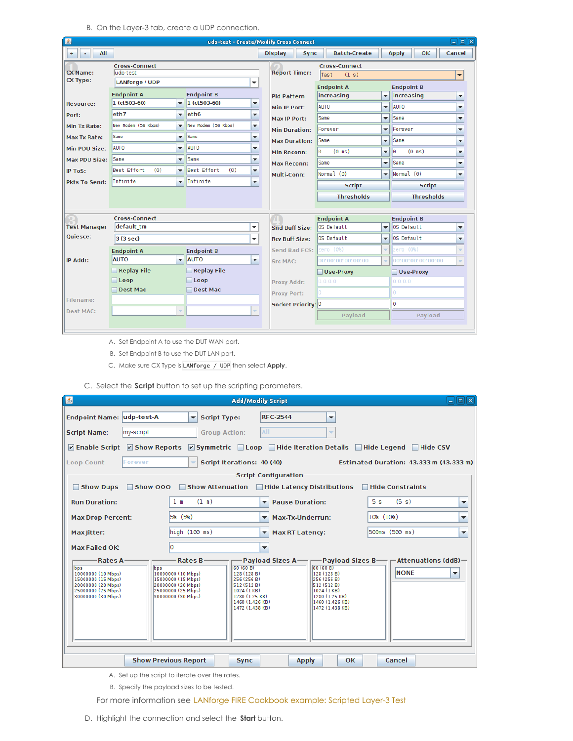B. On the Layer-3 tab, create a UDP connection.

A. Set Endpoint A to use the DUT WAN port.

B. Set Endpoint B to use the DUT LAN port.

C. Make sure CX Type is `LANforge / UDP` then select **Apply**.

C. Select the **Script** button to set up the scripting parameters.

A. Set up the script to iterate over the rates.

B. Specify the payload sizes to be tested.

For more information see LANforge FIRE Cookbook example: Scripted Layer-3 Test

D. Highlight the connection and select the **Start** button.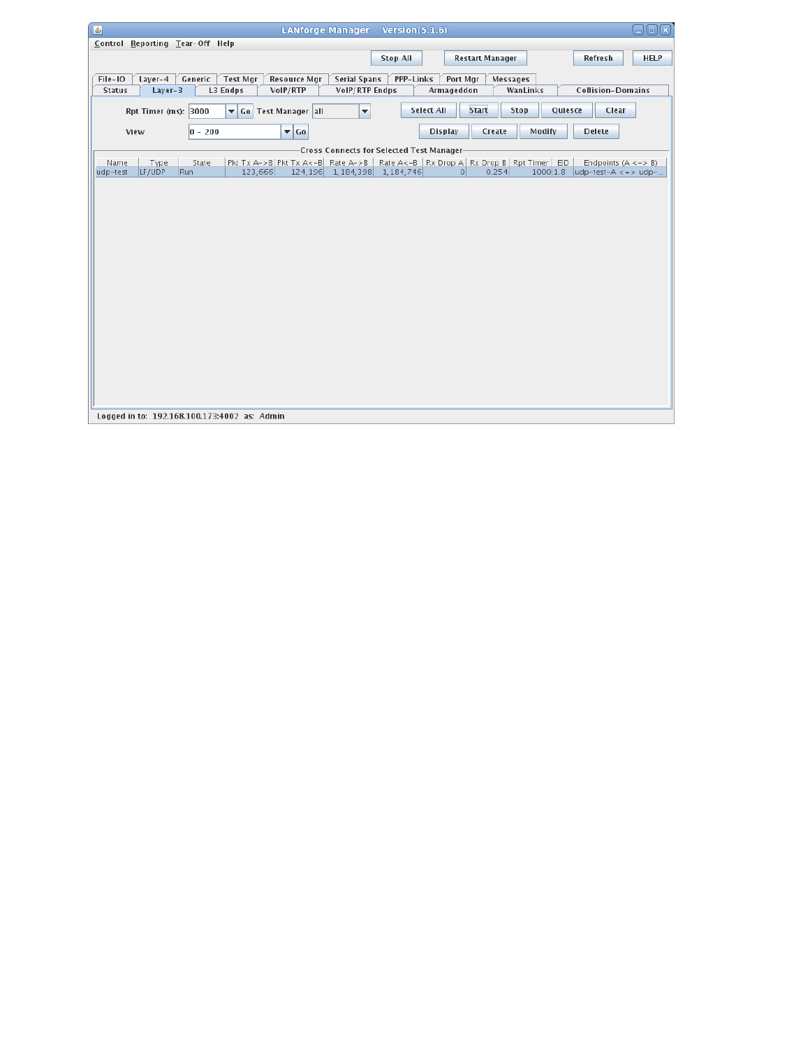LANforge Manager Version(5.1.6)

Control Reporting Tear-Off Help

Stop All | Restart Manager | Refresh | HELP

File-IO | Layer-4 | Generic | Test Mgr | Resource Mgr | Serial Spans | PPP-Links | Port Mgr | Messages

Status | Layer-3 | L3 Endps | VoIP/RTP | VoIP/RTP Endps | Armageddon | WanLinks | Collision-Domains

Rpt Timer (ms): 3000 Go Test Manager all

Select All | Start | Stop | Quiesce | Clear

View 0 - 200 Go

Display | Create | Modify | Delete

Cross Connects for Selected Test Manager

| Name | Type | State | Pkt Tx A->B | Pkt Tx A<-B | Rate A->B | Rate A<-B | Rx Drop A | Rx Drop B | Rpt Timer | EID | Endpoints (A <-> B) |
|---|---|---|---|---|---|---|---|---|---|---|---|
| udp-test | LF/UDP | Run | 123,666 | 124,196 | 1,184,398 | 1,184,746 | 0 | 0.254 | 1000 | 1.8 | udp-test-A <-> udp-... |

Logged in to: 192.168.100.173:4002 as: Admin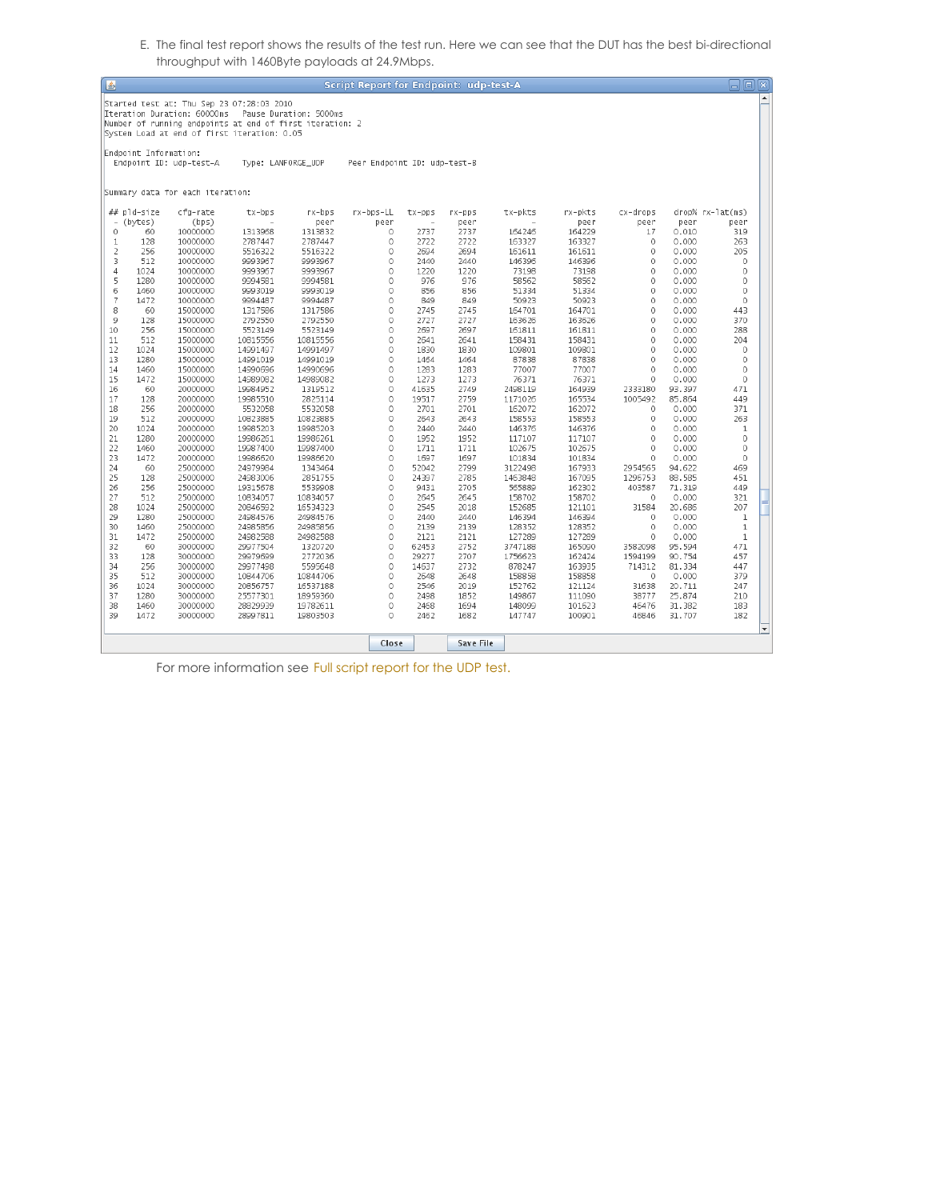E. The final test report shows the results of the test run. Here we can see that the DUT has the best bi-directional throughput with 1460Byte payloads at 24.9Mbps.

Script Report for Endpoint: udp-test-A

```
Started test at: Thu Sep 23 07:28:03 2010
Iteration Duration: 60000ms    Pause Duration: 5000ms
Number of running endpoints at end of first iteration: 2
System Load at end of first iteration: 0.05

Endpoint Information:
  Endpoint ID: udp-test-A     Type: LANFORGE_UDP     Peer Endpoint ID: udp-test-B


Summary data for each iteration:
```

| ## | pld-size (bytes) | cfg-rate (bps) | tx-bps | rx-bps peer | rx-bps-LL peer | tx-pps | rx-pps peer | tx-pkts | rx-pkts peer | cx-drops peer | drop% peer | rx-lat(ms) peer |
|---|---|---|---|---|---|---|---|---|---|---|---|---|
| 0 | 60 | 10000000 | 1313968 | 1313832 | 0 | 2737 | 2737 | 164246 | 164229 | 17 | 0.010 | 319 |
| 1 | 128 | 10000000 | 2787447 | 2787447 | 0 | 2722 | 2722 | 163327 | 163327 | 0 | 0.000 | 263 |
| 2 | 256 | 10000000 | 5516322 | 5516322 | 0 | 2694 | 2694 | 161611 | 161611 | 0 | 0.000 | 205 |
| 3 | 512 | 10000000 | 9993967 | 9993967 | 0 | 2440 | 2440 | 146396 | 146396 | 0 | 0.000 | 0 |
| 4 | 1024 | 10000000 | 9993967 | 9993967 | 0 | 1220 | 1220 | 73198 | 73198 | 0 | 0.000 | 0 |
| 5 | 1280 | 10000000 | 9994581 | 9994581 | 0 | 976 | 976 | 58562 | 58562 | 0 | 0.000 | 0 |
| 6 | 1460 | 10000000 | 9993019 | 9993019 | 0 | 856 | 856 | 51334 | 51334 | 0 | 0.000 | 0 |
| 7 | 1472 | 10000000 | 9994487 | 9994487 | 0 | 849 | 849 | 50923 | 50923 | 0 | 0.000 | 0 |
| 8 | 60 | 15000000 | 1317586 | 1317586 | 0 | 2745 | 2745 | 164701 | 164701 | 0 | 0.000 | 443 |
| 9 | 128 | 15000000 | 2792550 | 2792550 | 0 | 2727 | 2727 | 163626 | 163626 | 0 | 0.000 | 370 |
| 10 | 256 | 15000000 | 5523149 | 5523149 | 0 | 2697 | 2697 | 161811 | 161811 | 0 | 0.000 | 288 |
| 11 | 512 | 15000000 | 10815556 | 10815556 | 0 | 2641 | 2641 | 158431 | 158431 | 0 | 0.000 | 204 |
| 12 | 1024 | 15000000 | 14991497 | 14991497 | 0 | 1830 | 1830 | 109801 | 109801 | 0 | 0.000 | 0 |
| 13 | 1280 | 15000000 | 14991019 | 14991019 | 0 | 1464 | 1464 | 87838 | 87838 | 0 | 0.000 | 0 |
| 14 | 1460 | 15000000 | 14990696 | 14990696 | 0 | 1283 | 1283 | 77007 | 77007 | 0 | 0.000 | 0 |
| 15 | 1472 | 15000000 | 14989082 | 14989082 | 0 | 1273 | 1273 | 76371 | 76371 | 0 | 0.000 | 0 |
| 16 | 60 | 20000000 | 19984952 | 1319512 | 0 | 41635 | 2749 | 2498119 | 164939 | 2333180 | 93.397 | 471 |
| 17 | 128 | 20000000 | 19985510 | 2825114 | 0 | 19517 | 2759 | 1171026 | 165534 | 1005492 | 85.864 | 449 |
| 18 | 256 | 20000000 | 5532058 | 5532058 | 0 | 2701 | 2701 | 162072 | 162072 | 0 | 0.000 | 371 |
| 19 | 512 | 20000000 | 10823885 | 10823885 | 0 | 2643 | 2643 | 158553 | 158553 | 0 | 0.000 | 263 |
| 20 | 1024 | 20000000 | 19985203 | 19985203 | 0 | 2440 | 2440 | 146376 | 146376 | 0 | 0.000 | 1 |
| 21 | 1280 | 20000000 | 19986261 | 19986261 | 0 | 1952 | 1952 | 117107 | 117107 | 0 | 0.000 | 0 |
| 22 | 1460 | 20000000 | 19987400 | 19987400 | 0 | 1711 | 1711 | 102675 | 102675 | 0 | 0.000 | 0 |
| 23 | 1472 | 20000000 | 19986620 | 19986620 | 0 | 1697 | 1697 | 101834 | 101834 | 0 | 0.000 | 0 |
| 24 | 60 | 25000000 | 24979984 | 1343464 | 0 | 52042 | 2799 | 3122498 | 167933 | 2954565 | 94.622 | 469 |
| 25 | 128 | 25000000 | 24983006 | 2851755 | 0 | 24397 | 2785 | 1463848 | 167095 | 1296753 | 88.585 | 451 |
| 26 | 256 | 25000000 | 19315678 | 5539908 | 0 | 9431 | 2705 | 565889 | 162302 | 403587 | 71.319 | 449 |
| 27 | 512 | 25000000 | 10834057 | 10834057 | 0 | 2645 | 2645 | 158702 | 158702 | 0 | 0.000 | 321 |
| 28 | 1024 | 25000000 | 20846592 | 16534323 | 0 | 2545 | 2018 | 152685 | 121101 | 31584 | 20.686 | 207 |
| 29 | 1280 | 25000000 | 24984576 | 24984576 | 0 | 2440 | 2440 | 146394 | 146394 | 0 | 0.000 | 1 |
| 30 | 1460 | 25000000 | 24985856 | 24985856 | 0 | 2139 | 2139 | 128352 | 128352 | 0 | 0.000 | 1 |
| 31 | 1472 | 25000000 | 24982588 | 24982588 | 0 | 2121 | 2121 | 127289 | 127289 | 0 | 0.000 | 1 |
| 32 | 60 | 30000000 | 29977504 | 1320720 | 0 | 62453 | 2752 | 3747188 | 165090 | 3582098 | 95.594 | 471 |
| 33 | 128 | 30000000 | 29979699 | 2772036 | 0 | 29277 | 2707 | 1756623 | 162424 | 1594199 | 90.754 | 457 |
| 34 | 256 | 30000000 | 29977498 | 5595648 | 0 | 14637 | 2732 | 878247 | 163935 | 714312 | 81.334 | 447 |
| 35 | 512 | 30000000 | 10844706 | 10844706 | 0 | 2648 | 2648 | 158858 | 158858 | 0 | 0.000 | 379 |
| 36 | 1024 | 30000000 | 20856757 | 16537188 | 0 | 2546 | 2019 | 152762 | 121124 | 31638 | 20.711 | 247 |
| 37 | 1280 | 30000000 | 25577301 | 18959360 | 0 | 2498 | 1852 | 149867 | 111090 | 38777 | 25.874 | 210 |
| 38 | 1460 | 30000000 | 28829939 | 19782611 | 0 | 2468 | 1694 | 148099 | 101623 | 46476 | 31.382 | 183 |
| 39 | 1472 | 30000000 | 28997811 | 19803503 | 0 | 2462 | 1682 | 147747 | 100901 | 46846 | 31.707 | 182 |

Close | Save File

For more information see Full script report for the UDP test.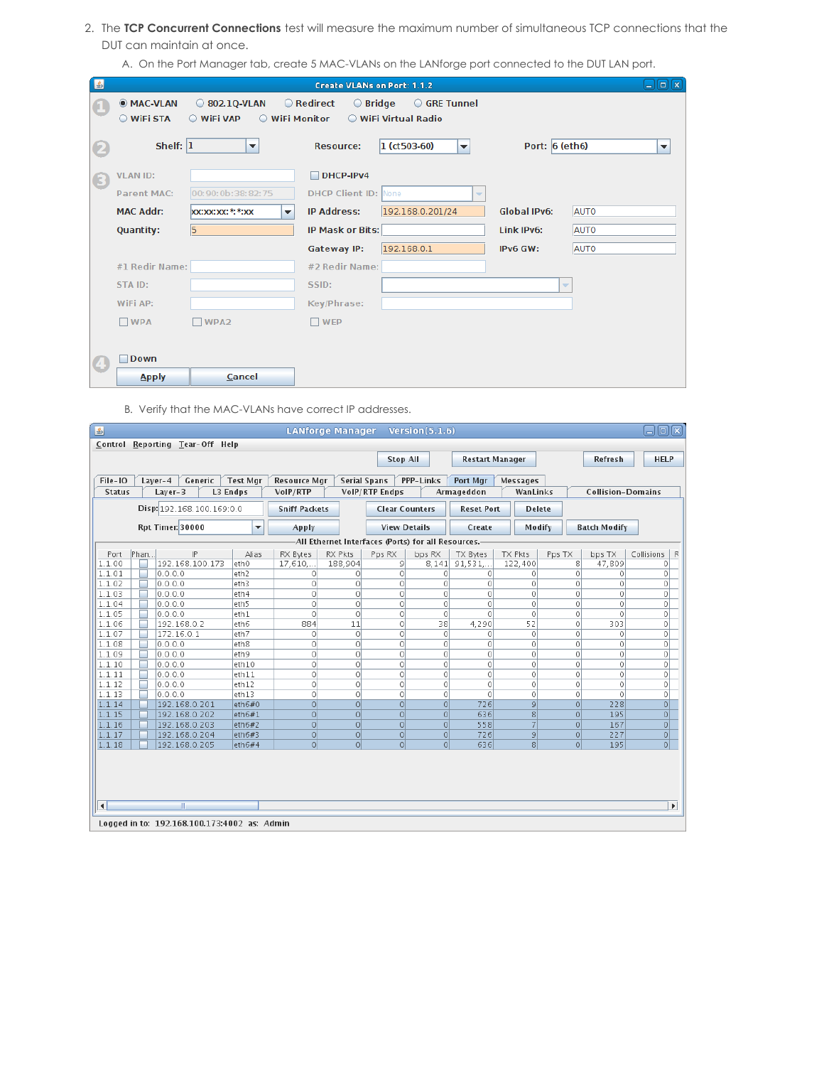2. The **TCP Concurrent Connections** test will measure the maximum number of simultaneous TCP connections that the DUT can maintain at once.

   A. On the Port Manager tab, create 5 MAC-VLANs on the LANforge port connected to the DUT LAN port.

   B. Verify that the MAC-VLANs have correct IP addresses.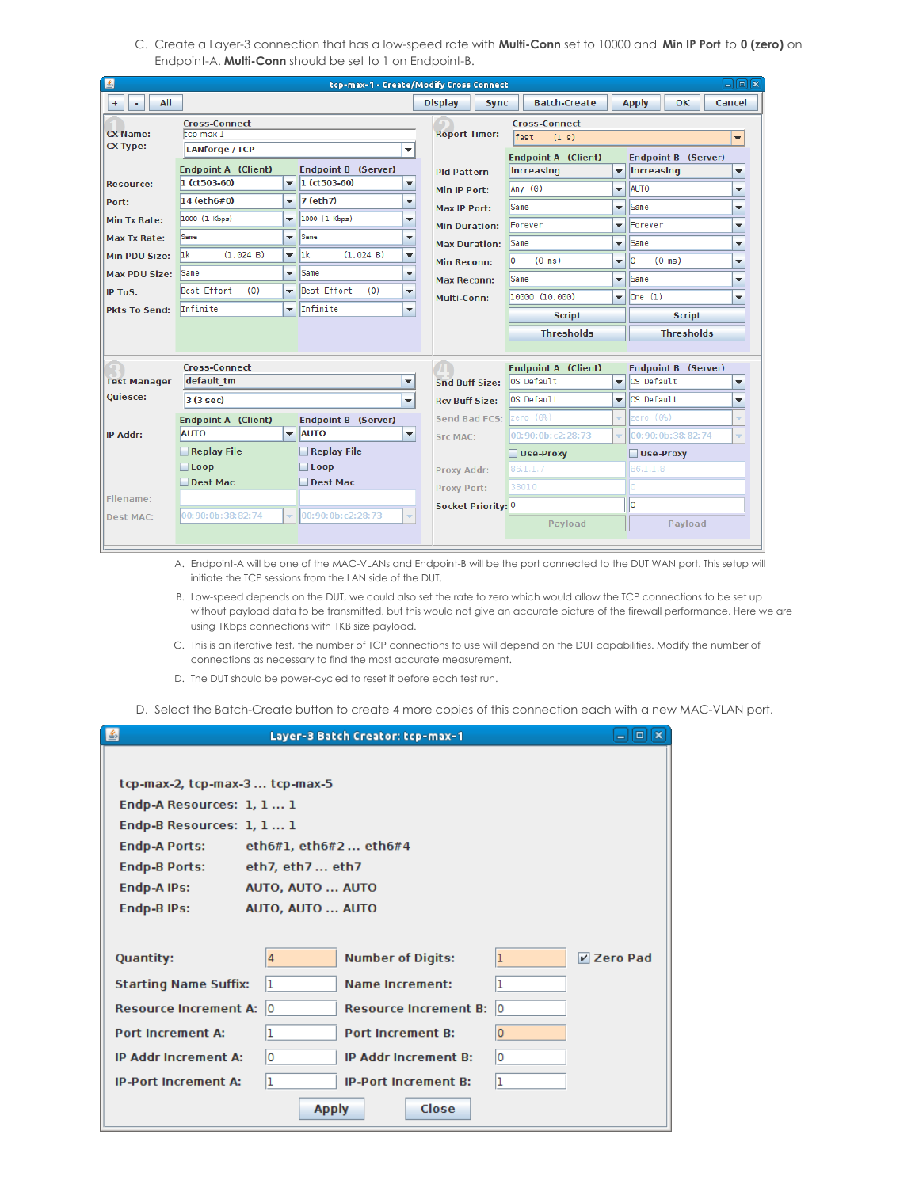C. Create a Layer-3 connection that has a low-speed rate with **Multi-Conn** set to 10000 and **Min IP Port** to **0 (zero)** on Endpoint-A. **Multi-Conn** should be set to 1 on Endpoint-B.

A. Endpoint-A will be one of the MAC-VLANs and Endpoint-B will be the port connected to the DUT WAN port. This setup will initiate the TCP sessions from the LAN side of the DUT.

B. Low-speed depends on the DUT, we could also set the rate to zero which would allow the TCP connections to be set up without payload data to be transmitted, but this would not give an accurate picture of the firewall performance. Here we are using 1Kbps connections with 1KB size payload.

C. This is an iterative test, the number of TCP connections to use will depend on the DUT capabilities. Modify the number of connections as necessary to find the most accurate measurement.

D. The DUT should be power-cycled to reset it before each test run.

D. Select the Batch-Create button to create 4 more copies of this connection each with a new MAC-VLAN port.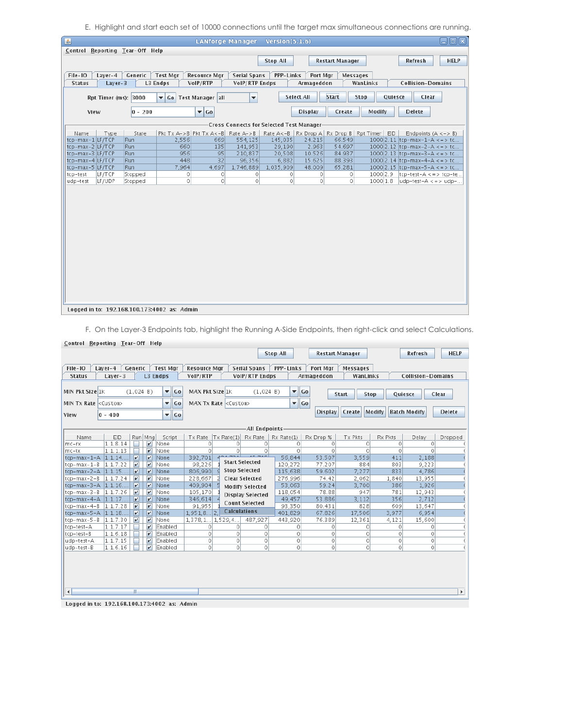E. Highlight and start each set of 10000 connections until the target max simultaneous connections are running.

LANforge Manager Version(5.1.6)

Control Reporting Tear-Off Help

Stop All | Restart Manager | Refresh | HELP

File-IO | Layer-4 | Generic | Test Mgr | Resource Mgr | Serial Spans | PPP-Links | Port Mgr | Messages
Status | Layer-3 | L3 Endps | VoIP/RTP | VoIP/RTP Endps | Armageddon | WanLinks | Collision-Domains

Rpt Timer (ms): 3000 Go Test Manager all | Select All | Start | Stop | Quiesce | Clear

View 0 - 200 Go | Display | Create | Modify | Delete

Cross Connects for Selected Test Manager

| Name | Type | State | Pkt Tx A->B | Pkt Tx A<-B | Rate A->B | Rate A<-B | Rx Drop A | Rx Drop B | Rpt Timer | EID | Endpoints (A <-> B) |
|---|---|---|---|---|---|---|---|---|---|---|---|
| tcp-max-1 | LF/TCP | Run | 2,556 | 669 | 554,125 | 145,035 | 24.215 | 66.549 | 1000 | 2.11 | tcp-max-1-A <-> tc... |
| tcp-max-2 | LF/TCP | Run | 660 | 135 | 141,953 | 29,190 | 2.963 | 54.697 | 1000 | 2.12 | tcp-max-2-A <-> tc... |
| tcp-max-3 | LF/TCP | Run | 956 | 95 | 210,837 | 20,508 | 10.526 | 84.937 | 1000 | 2.13 | tcp-max-3-A <-> tc... |
| tcp-max-4 | LF/TCP | Run | 448 | 32 | 96,356 | 6,882 | 15.625 | 88.393 | 1000 | 2.14 | tcp-max-4-A <-> tc... |
| tcp-max-5 | LF/TCP | Run | 7,964 | 4,697 | 1,746,889 | 1,035,909 | 48.009 | 65.281 | 1000 | 2.15 | tcp-max-5-A <-> tc... |
| tcp-test | LF/TCP | Stopped | 0 | 0 | 0 | 0 | 0 | 0 | 1000 | 2.9 | tcp-test-A <-> tcp-te... |
| udp-test | LF/UDP | Stopped | 0 | 0 | 0 | 0 | 0 | 0 | 1000 | 1.8 | udp-test-A <-> udp-... |

Logged in to: 192.168.100.173:4002 as: Admin

F. On the Layer-3 Endpoints tab, highlight the Running A-Side Endpoints, then right-click and select Calculations.

Control Reporting Tear-Off Help

Stop All | Restart Manager | Refresh | HELP

File-IO | Layer-4 | Generic | Test Mgr | Resource Mgr | Serial Spans | PPP-Links | Port Mgr | Messages
Status | Layer-3 | L3 Endps | VoIP/RTP | VoIP/RTP Endps | Armageddon | WanLinks | Collision-Domains

MIN Pkt Size 1K (1,024 B) Go | MAX Pkt Size 1K (1,024 B) Go | Start | Stop | Quiesce | Clear
MIN Tx Rate <Custom> Go | MAX Tx Rate <Custom> Go | Display | Create | Modify | Batch Modify | Delete
View 0 - 400 Go

All Endpoints

| Name | EID | Run | Mng | Script | Tx Rate | Tx Rate(1) | Rx Rate | Rx Rate(1) | Rx Drop % | Tx Pkts | Rx Pkts | Delay | Dropped |
|---|---|---|---|---|---|---|---|---|---|---|---|---|---|
| mc-rx | 1.1.8.14 | | ✔ | None | 0 | 0 | 0 | 0 | 0 | 0 | 0 | 0 | |
| mc-tx | 1.1.1.13 | | ✔ | None | 0 | 0 | 0 | 0 | 0 | 0 | 0 | 0 | |
| tcp-max-1-A | 1.1.14.... | ✔ | ✔ | None | 392,701 | | | 56,844 | 53.507 | 3,559 | 411 | 2,188 | |
| tcp-max-1-B | 1.1.7.22 | ✔ | ✔ | None | 98,226 | 1 | | 120,272 | 77.207 | 884 | 803 | 9,223 | |
| tcp-max-2-A | 1.1.15.... | ✔ | ✔ | None | 806,990 | | | 115,638 | 59.602 | 7,277 | 833 | 4,786 | |
| tcp-max-2-B | 1.1.7.24 | ✔ | ✔ | None | 228,667 | 2 | | 276,996 | 74.42 | 2,062 | 1,840 | 13,955 | |
| tcp-max-3-A | 1.1.16.... | ✔ | ✔ | None | 409,904 | 5 | | 53,063 | 59.24 | 3,700 | 386 | 1,926 | |
| tcp-max-3-B | 1.1.7.26 | ✔ | ✔ | None | 105,170 | 1 | | 118,054 | 78.88 | 947 | 781 | 12,943 | |
| tcp-max-4-A | 1.1.17.... | ✔ | ✔ | None | 346,614 | 4 | | 49,457 | 53.886 | 3,112 | 356 | 2,712 | |
| tcp-max-4-B | 1.1.7.28 | ✔ | ✔ | None | 91,955 | 1 | | 93,350 | 80.431 | 828 | 609 | 13,647 | |
| tcp-max-5-A | 1.1.18.... | ✔ | ✔ | None | 1,951,8... | 2, | | 401,829 | 67.826 | 17,506 | 3,977 | 6,954 | |
| tcp-max-5-B | 1.1.7.30 | ✔ | ✔ | None | 1,378,1... | 1,529,4... | 487,927 | 443,920 | 76.389 | 12,361 | 4,121 | 15,600 | |
| tcp-test-A | 1.1.7.17 | | ✔ | Enabled | 0 | 0 | 0 | 0 | 0 | 0 | 0 | 0 | |
| tcp-test-B | 1.1.6.18 | | ✔ | Enabled | 0 | 0 | 0 | 0 | 0 | 0 | 0 | 0 | |
| udp-test-A | 1.1.7.15 | | ✔ | Enabled | 0 | 0 | 0 | 0 | 0 | 0 | 0 | 0 | |
| udp-test-B | 1.1.6.16 | | ✔ | Enabled | 0 | 0 | 0 | 0 | 0 | 0 | 0 | 0 | |

Context menu: Start Selected, Stop Selected, Clear Selected, Modify Selected, Display Selected, Count Selected, Calculations

Logged in to: 192.168.100.173:4002 as: Admin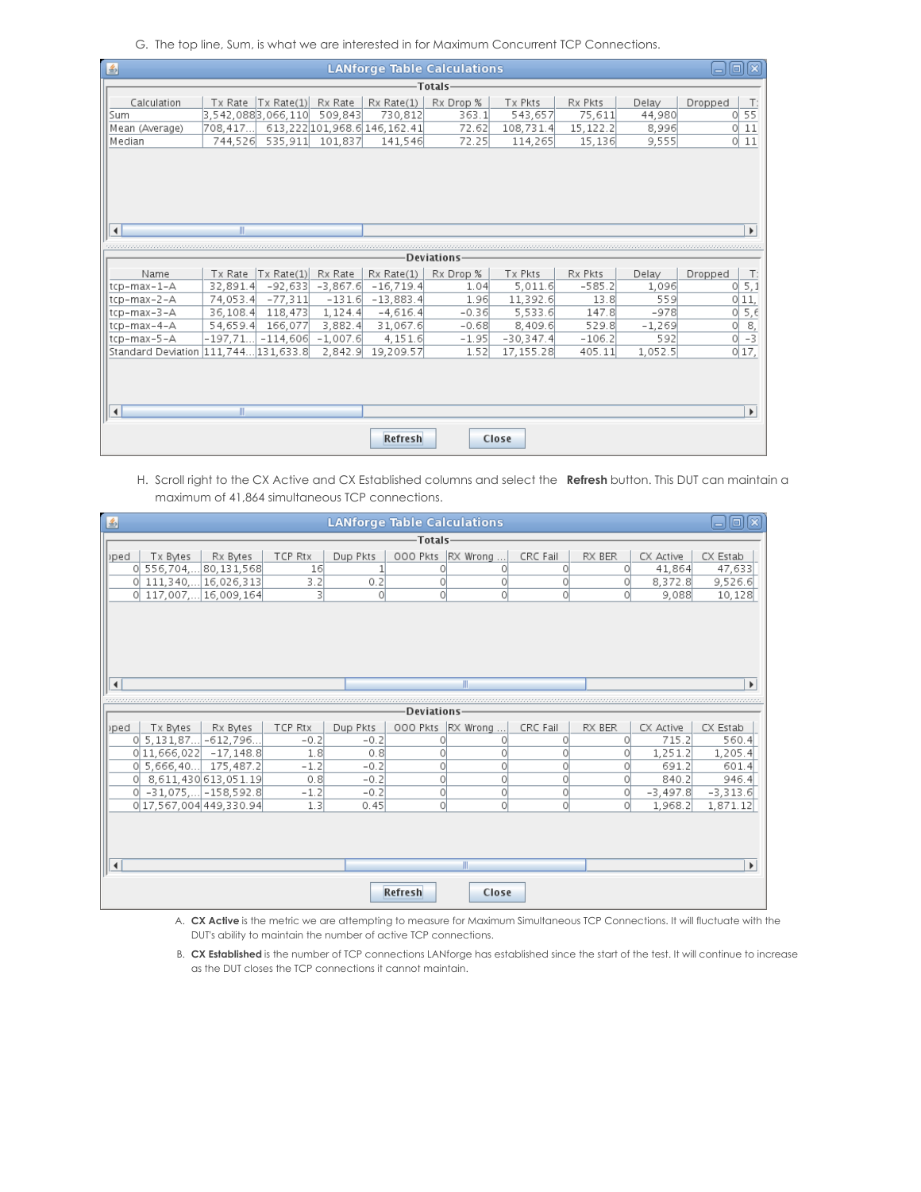G. The top line, Sum, is what we are interested in for Maximum Concurrent TCP Connections.

**LANforge Table Calculations**

Totals

| Calculation | Tx Rate | Tx Rate(1) | Rx Rate | Rx Rate(1) | Rx Drop % | Tx Pkts | Rx Pkts | Delay | Dropped | T: |
|---|---|---|---|---|---|---|---|---|---|---|
| Sum | 3,542,088 | 3,066,110 | 509,843 | 730,812 | 363.1 | 543,657 | 75,611 | 44,980 | 0 | 55 |
| Mean (Average) | 708,417... | 613,222 | 101,968.6 | 146,162.41 | 72.62 | 108,731.4 | 15,122.2 | 8,996 | 0 | 11 |
| Median | 744,526 | 535,911 | 101,837 | 141,546 | 72.25 | 114,265 | 15,136 | 9,555 | 0 | 11 |

Deviations

| Name | Tx Rate | Tx Rate(1) | Rx Rate | Rx Rate(1) | Rx Drop % | Tx Pkts | Rx Pkts | Delay | Dropped | T: |
|---|---|---|---|---|---|---|---|---|---|---|
| tcp-max-1-A | 32,891.4 | -92,633 | -3,867.6 | -16,719.4 | 1.04 | 5,011.6 | -585.2 | 1,096 | 0 | 5,1 |
| tcp-max-2-A | 74,053.4 | -77,311 | -131.6 | -13,883.4 | 1.96 | 11,392.6 | 13.8 | 559 | 0 | 11, |
| tcp-max-3-A | 36,108.4 | 118,473 | 1,124.4 | -4,616.4 | -0.36 | 5,533.6 | 147.8 | -978 | 0 | 5,6 |
| tcp-max-4-A | 54,659.4 | 166,077 | 3,882.4 | 31,067.6 | -0.68 | 8,409.6 | 529.8 | -1,269 | 0 | 8, |
| tcp-max-5-A | -197,71... | -114,606 | -1,007.6 | 4,151.6 | -1.95 | -30,347.4 | -106.2 | 592 | 0 | -3 |
| Standard Deviation | 111,744... | 131,633.8 | 2,842.9 | 19,209.57 | 1.52 | 17,155.28 | 405.11 | 1,052.5 | 0 | 17, |

Refresh | Close

H. Scroll right to the CX Active and CX Established columns and select the **Refresh** button. This DUT can maintain a maximum of 41,864 simultaneous TCP connections.

**LANforge Table Calculations**

Totals

| pped | Tx Bytes | Rx Bytes | TCP Rtx | Dup Pkts | OOO Pkts | RX Wrong ... | CRC Fail | RX BER | CX Active | CX Estab |
|---|---|---|---|---|---|---|---|---|---|---|
| 0 | 556,704,... | 80,131,568 | 16 | 1 | 0 | 0 | 0 | 0 | 41,864 | 47,633 |
| 0 | 111,340,... | 16,026,313 | 3.2 | 0.2 | 0 | 0 | 0 | 0 | 8,372.8 | 9,526.6 |
| 0 | 117,007,... | 16,009,164 | 3 | 0 | 0 | 0 | 0 | 0 | 9,088 | 10,128 |

Deviations

| pped | Tx Bytes | Rx Bytes | TCP Rtx | Dup Pkts | OOO Pkts | RX Wrong ... | CRC Fail | RX BER | CX Active | CX Estab |
|---|---|---|---|---|---|---|---|---|---|---|
| 0 | 5,131,87... | -612,796... | -0.2 | -0.2 | 0 | 0 | 0 | 0 | 715.2 | 560.4 |
| 0 | 11,666,022 | -17,148.8 | 1.8 | 0.8 | 0 | 0 | 0 | 0 | 1,251.2 | 1,205.4 |
| 0 | 5,666,40... | 175,487.2 | -1.2 | -0.2 | 0 | 0 | 0 | 0 | 691.2 | 601.4 |
| 0 | 8,611,430 | 613,051.19 | 0.8 | -0.2 | 0 | 0 | 0 | 0 | 840.2 | 946.4 |
| 0 | -31,075,... | -158,592.8 | -1.2 | -0.2 | 0 | 0 | 0 | 0 | -3,497.8 | -3,313.6 |
| 0 | 17,567,004 | 449,330.94 | 1.3 | 0.45 | 0 | 0 | 0 | 0 | 1,968.2 | 1,871.12 |

Refresh | Close

A. **CX Active** is the metric we are attempting to measure for Maximum Simultaneous TCP Connections. It will fluctuate with the DUT's ability to maintain the number of active TCP connections.

B. **CX Established** is the number of TCP connections LANforge has established since the start of the test. It will continue to increase as the DUT closes the TCP connections it cannot maintain.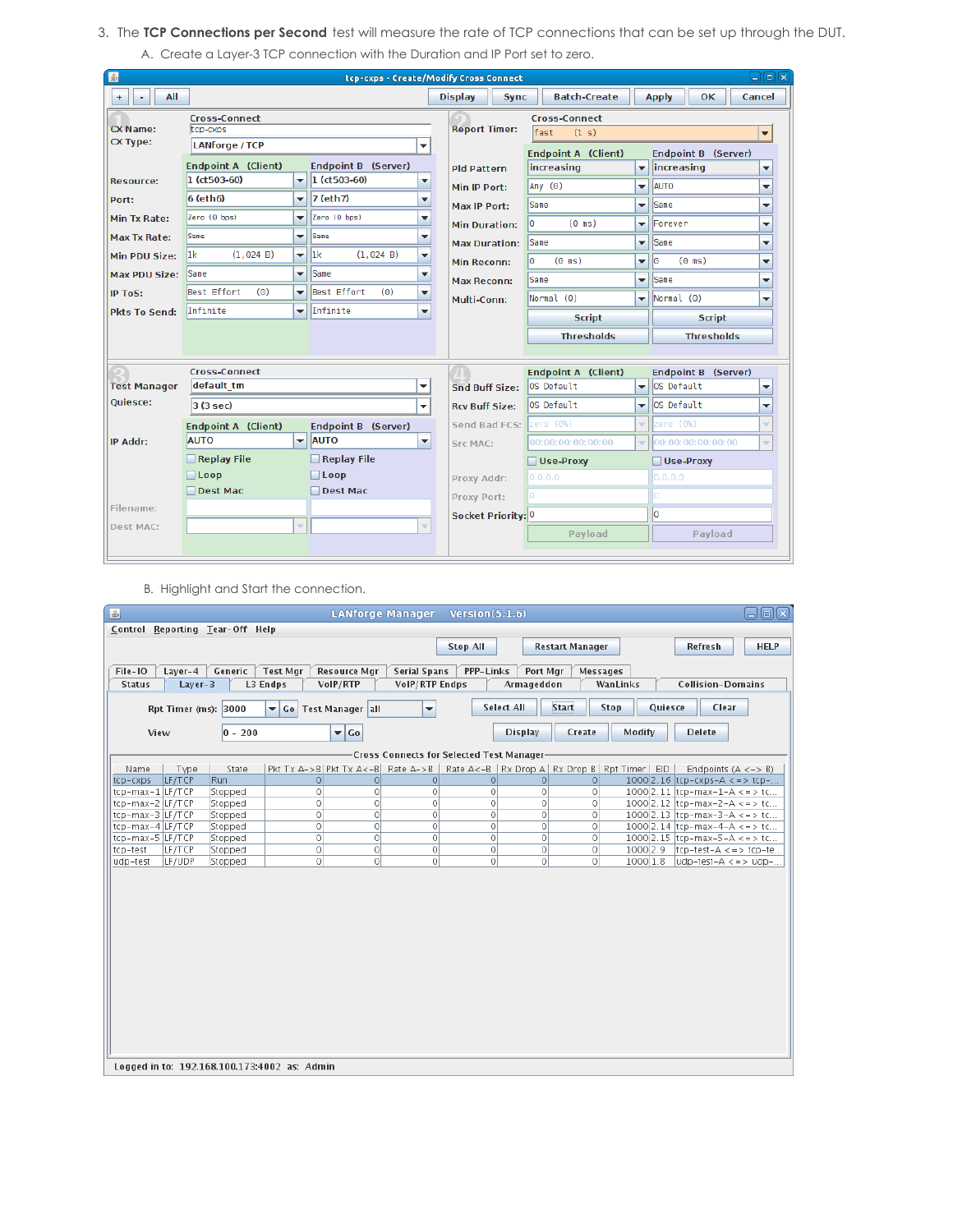3. The **TCP Connections per Second** test will measure the rate of TCP connections that can be set up through the DUT.

   A. Create a Layer-3 TCP connection with the Duration and IP Port set to zero.

   B. Highlight and Start the connection.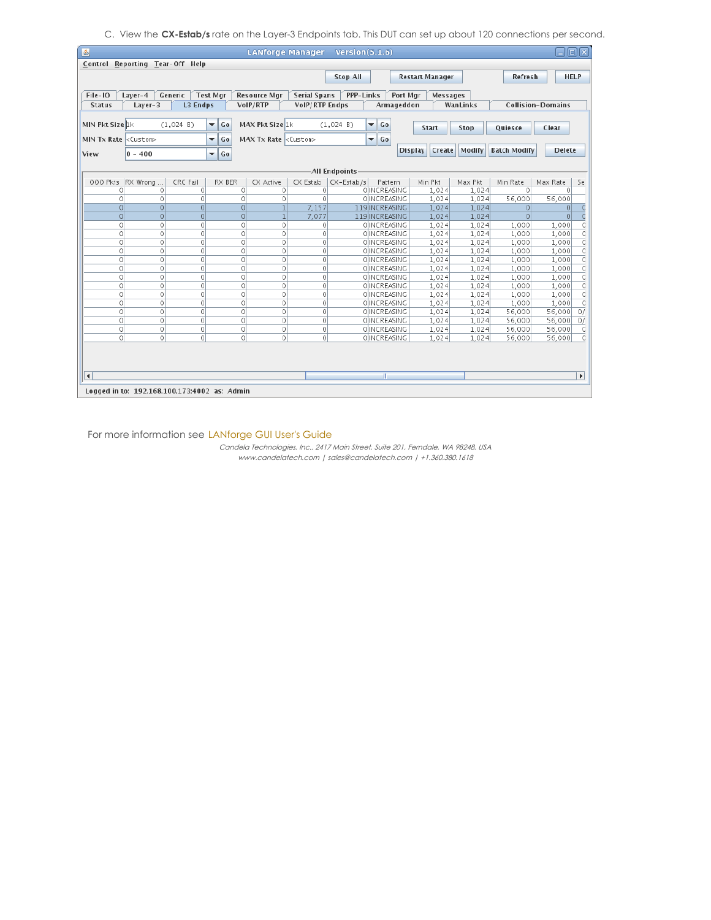C. View the **CX-Estab/s** rate on the Layer-3 Endpoints tab. This DUT can set up about 120 connections per second.

For more information see LANforge GUI User's Guide

*Candela Technologies, Inc., 2417 Main Street, Suite 201, Ferndale, WA 98248, USA*
*www.candelatech.com | sales@candelatech.com | +1.360.380.1618*